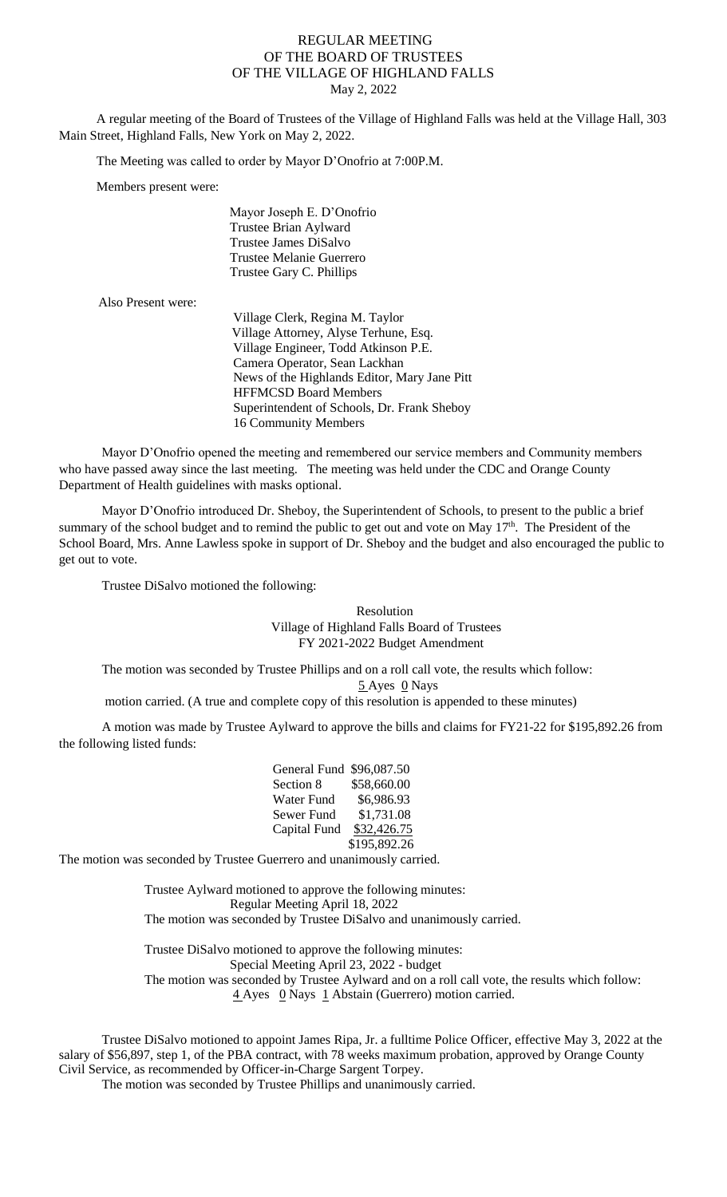# REGULAR MEETING
# OF THE BOARD OF TRUSTEES
# OF THE VILLAGE OF HIGHLAND FALLS
May 2, 2022

A regular meeting of the Board of Trustees of the Village of Highland Falls was held at the Village Hall, 303 Main Street, Highland Falls, New York on May 2, 2022.

The Meeting was called to order by Mayor D'Onofrio at 7:00P.M.

Members present were:

Mayor Joseph E. D'Onofrio
Trustee Brian Aylward
Trustee James DiSalvo
Trustee Melanie Guerrero
Trustee Gary C. Phillips

Also Present were:

Village Clerk, Regina M. Taylor
Village Attorney, Alyse Terhune, Esq.
Village Engineer, Todd Atkinson P.E.
Camera Operator, Sean Lackhan
News of the Highlands Editor, Mary Jane Pitt
HFFMCSD Board Members
Superintendent of Schools, Dr. Frank Sheboy
16 Community Members

Mayor D'Onofrio opened the meeting and remembered our service members and Community members who have passed away since the last meeting. The meeting was held under the CDC and Orange County Department of Health guidelines with masks optional.

Mayor D'Onofrio introduced Dr. Sheboy, the Superintendent of Schools, to present to the public a brief summary of the school budget and to remind the public to get out and vote on May 17th. The President of the School Board, Mrs. Anne Lawless spoke in support of Dr. Sheboy and the budget and also encouraged the public to get out to vote.

Trustee DiSalvo motioned the following:

Resolution
Village of Highland Falls Board of Trustees
FY 2021-2022 Budget Amendment

The motion was seconded by Trustee Phillips and on a roll call vote, the results which follow:

5 Ayes 0 Nays

motion carried. (A true and complete copy of this resolution is appended to these minutes)

A motion was made by Trustee Aylward to approve the bills and claims for FY21-22 for $195,892.26 from the following listed funds:

| | |
|---|---|
| General Fund | $96,087.50 |
| Section 8 | $58,660.00 |
| Water Fund | $6,986.93 |
| Sewer Fund | $1,731.08 |
| Capital Fund | $32,426.75 |
| | $195,892.26 |

The motion was seconded by Trustee Guerrero and unanimously carried.

Trustee Aylward motioned to approve the following minutes:
Regular Meeting April 18, 2022
The motion was seconded by Trustee DiSalvo and unanimously carried.

Trustee DiSalvo motioned to approve the following minutes:
Special Meeting April 23, 2022 - budget
The motion was seconded by Trustee Aylward and on a roll call vote, the results which follow:
4 Ayes 0 Nays 1 Abstain (Guerrero) motion carried.

Trustee DiSalvo motioned to appoint James Ripa, Jr. a fulltime Police Officer, effective May 3, 2022 at the salary of $56,897, step 1, of the PBA contract, with 78 weeks maximum probation, approved by Orange County Civil Service, as recommended by Officer-in-Charge Sargent Torpey.

The motion was seconded by Trustee Phillips and unanimously carried.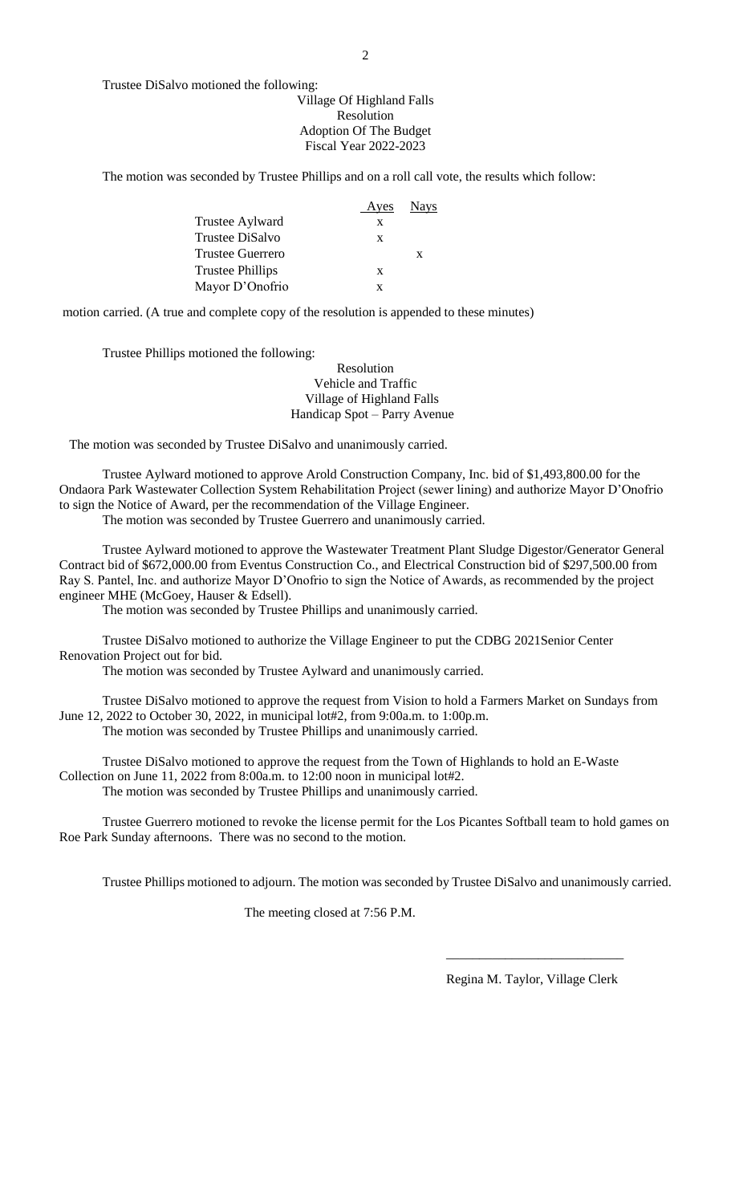Trustee DiSalvo motioned the following:

Village Of Highland Falls
Resolution
Adoption Of The Budget
Fiscal Year 2022-2023

The motion was seconded by Trustee Phillips and on a roll call vote, the results which follow:

| | Ayes | Nays |
|---|---|---|
| Trustee Aylward | x | |
| Trustee DiSalvo | x | |
| Trustee Guerrero | | x |
| Trustee Phillips | x | |
| Mayor D'Onofrio | x | |

motion carried. (A true and complete copy of the resolution is appended to these minutes)

Trustee Phillips motioned the following:

Resolution
Vehicle and Traffic
Village of Highland Falls
Handicap Spot – Parry Avenue

The motion was seconded by Trustee DiSalvo and unanimously carried.

Trustee Aylward motioned to approve Arold Construction Company, Inc. bid of $1,493,800.00 for the Ondaora Park Wastewater Collection System Rehabilitation Project (sewer lining) and authorize Mayor D'Onofrio to sign the Notice of Award, per the recommendation of the Village Engineer.
The motion was seconded by Trustee Guerrero and unanimously carried.

Trustee Aylward motioned to approve the Wastewater Treatment Plant Sludge Digestor/Generator General Contract bid of $672,000.00 from Eventus Construction Co., and Electrical Construction bid of $297,500.00 from Ray S. Pantel, Inc. and authorize Mayor D'Onofrio to sign the Notice of Awards, as recommended by the project engineer MHE (McGoey, Hauser & Edsell).
The motion was seconded by Trustee Phillips and unanimously carried.

Trustee DiSalvo motioned to authorize the Village Engineer to put the CDBG 2021Senior Center Renovation Project out for bid.
The motion was seconded by Trustee Aylward and unanimously carried.

Trustee DiSalvo motioned to approve the request from Vision to hold a Farmers Market on Sundays from June 12, 2022 to October 30, 2022, in municipal lot#2, from 9:00a.m. to 1:00p.m.
The motion was seconded by Trustee Phillips and unanimously carried.

Trustee DiSalvo motioned to approve the request from the Town of Highlands to hold an E-Waste Collection on June 11, 2022 from 8:00a.m. to 12:00 noon in municipal lot#2.
The motion was seconded by Trustee Phillips and unanimously carried.

Trustee Guerrero motioned to revoke the license permit for the Los Picantes Softball team to hold games on Roe Park Sunday afternoons. There was no second to the motion.

Trustee Phillips motioned to adjourn. The motion was seconded by Trustee DiSalvo and unanimously carried.

The meeting closed at 7:56 P.M.

\_\_\_\_\_\_\_\_\_\_\_\_\_\_\_\_\_\_\_\_\_\_\_\_\_\_\_

Regina M. Taylor, Village Clerk